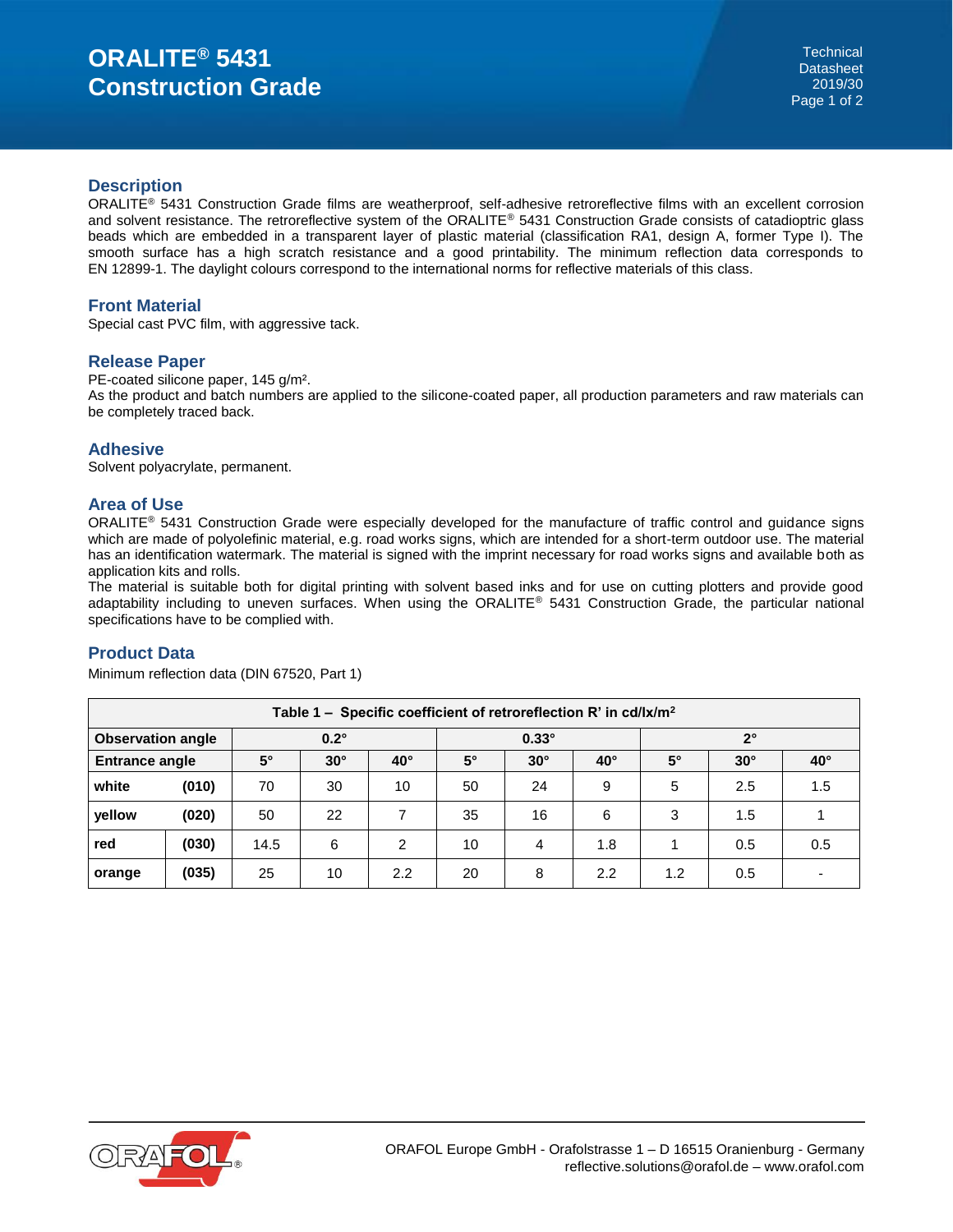# ORALITE® 5431 Construction Grade

Technical Datasheet
2019/30

## Description

ORALITE® 5431 Construction Grade films are weatherproof, self-adhesive retroreflective films with an excellent corrosion and solvent resistance. The retroreflective system of the ORALITE® 5431 Construction Grade consists of catadioptric glass beads which are embedded in a transparent layer of plastic material (classification RA1, design A, former Type I). The smooth surface has a high scratch resistance and a good printability. The minimum reflection data corresponds to EN 12899-1. The daylight colours correspond to the international norms for reflective materials of this class.

## Front Material

Special cast PVC film, with aggressive tack.

## Release Paper

PE-coated silicone paper, 145 g/m².
As the product and batch numbers are applied to the silicone-coated paper, all production parameters and raw materials can be completely traced back.

## Adhesive

Solvent polyacrylate, permanent.

## Area of Use

ORALITE® 5431 Construction Grade were especially developed for the manufacture of traffic control and guidance signs which are made of polyolefinic material, e.g. road works signs, which are intended for a short-term outdoor use. The material has an identification watermark. The material is signed with the imprint necessary for road works signs and available both as application kits and rolls.
The material is suitable both for digital printing with solvent based inks and for use on cutting plotters and provide good adaptability including to uneven surfaces. When using the ORALITE® 5431 Construction Grade, the particular national specifications have to be complied with.

## Product Data

Minimum reflection data (DIN 67520, Part 1)

**Table 1 – Specific coefficient of retroreflection R' in cd/lx/m²**

| Observation angle | | 0.2° | | | 0.33° | | | 2° | | |
|---|---|---|---|---|---|---|---|---|---|---|
| **Entrance angle** | | **5°** | **30°** | **40°** | **5°** | **30°** | **40°** | **5°** | **30°** | **40°** |
| **white** | **(010)** | 70 | 30 | 10 | 50 | 24 | 9 | 5 | 2.5 | 1.5 |
| **yellow** | **(020)** | 50 | 22 | 7 | 35 | 16 | 6 | 3 | 1.5 | 1 |
| **red** | **(030)** | 14.5 | 6 | 2 | 10 | 4 | 1.8 | 1 | 0.5 | 0.5 |
| **orange** | **(035)** | 25 | 10 | 2.2 | 20 | 8 | 2.2 | 1.2 | 0.5 | - |

ORAFOL Europe GmbH - Orafolstrasse 1 – D 16515 Oranienburg - Germany
reflective.solutions@orafol.de – www.orafol.com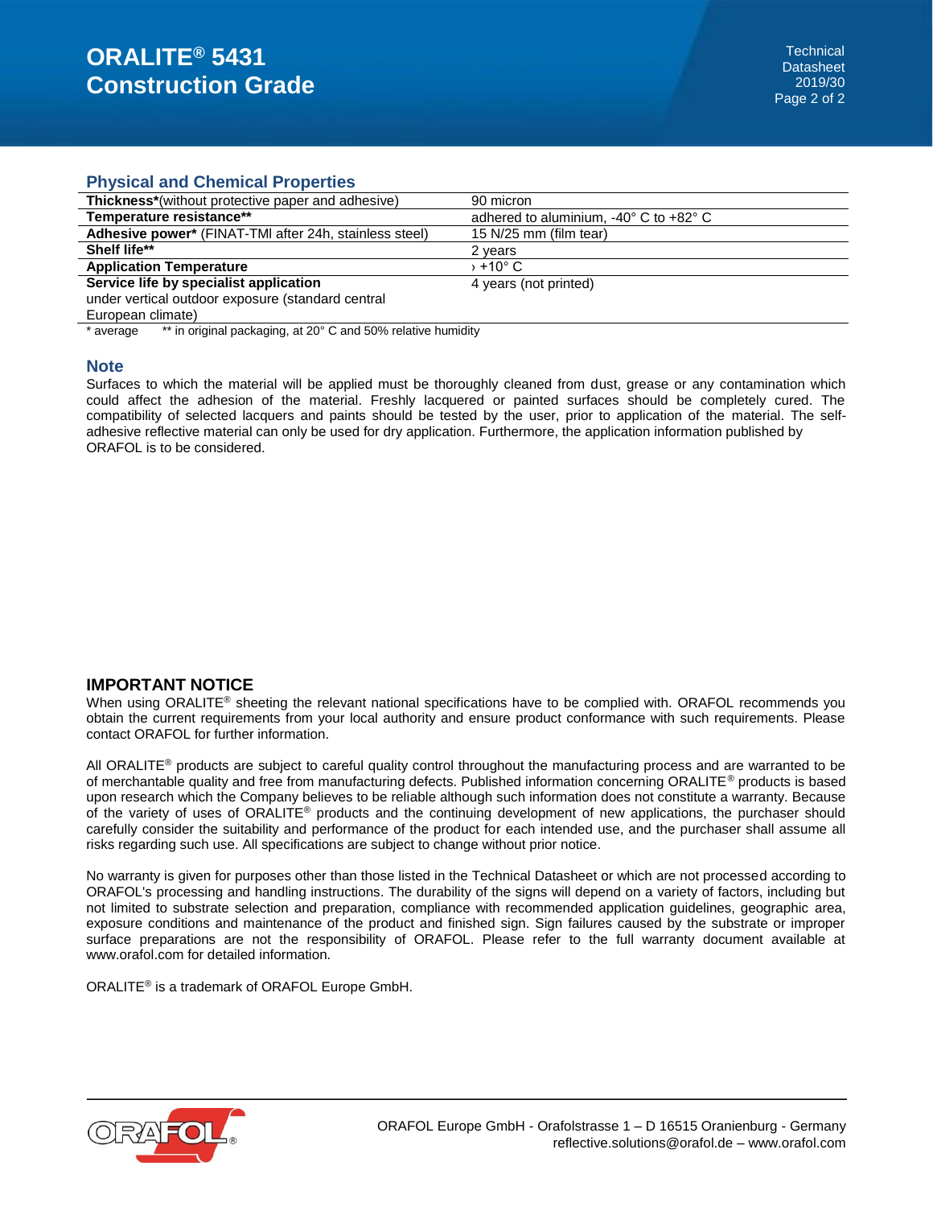## Physical and Chemical Properties

| | |
|---|---|
| **Thickness***(without protective paper and adhesive) | 90 micron |
| **Temperature resistance**** | adhered to aluminium, -40° C to +82° C |
| **Adhesive power*** (FINAT-TMl after 24h, stainless steel) | 15 N/25 mm (film tear) |
| **Shelf life**** | 2 years |
| **Application Temperature** | › +10° C |
| **Service life by specialist application** under vertical outdoor exposure (standard central European climate) | 4 years (not printed) |

\* average  ** in original packaging, at 20° C and 50% relative humidity

## Note

Surfaces to which the material will be applied must be thoroughly cleaned from dust, grease or any contamination which could affect the adhesion of the material. Freshly lacquered or painted surfaces should be completely cured. The compatibility of selected lacquers and paints should be tested by the user, prior to application of the material. The self-adhesive reflective material can only be used for dry application. Furthermore, the application information published by ORAFOL is to be considered.

## IMPORTANT NOTICE

When using ORALITE® sheeting the relevant national specifications have to be complied with. ORAFOL recommends you obtain the current requirements from your local authority and ensure product conformance with such requirements. Please contact ORAFOL for further information.

All ORALITE® products are subject to careful quality control throughout the manufacturing process and are warranted to be of merchantable quality and free from manufacturing defects. Published information concerning ORALITE® products is based upon research which the Company believes to be reliable although such information does not constitute a warranty. Because of the variety of uses of ORALITE® products and the continuing development of new applications, the purchaser should carefully consider the suitability and performance of the product for each intended use, and the purchaser shall assume all risks regarding such use. All specifications are subject to change without prior notice.

No warranty is given for purposes other than those listed in the Technical Datasheet or which are not processed according to ORAFOL's processing and handling instructions. The durability of the signs will depend on a variety of factors, including but not limited to substrate selection and preparation, compliance with recommended application guidelines, geographic area, exposure conditions and maintenance of the product and finished sign. Sign failures caused by the substrate or improper surface preparations are not the responsibility of ORAFOL. Please refer to the full warranty document available at www.orafol.com for detailed information.

ORALITE® is a trademark of ORAFOL Europe GmbH.

ORAFOL Europe GmbH - Orafolstrasse 1 – D 16515 Oranienburg - Germany
reflective.solutions@orafol.de – www.orafol.com